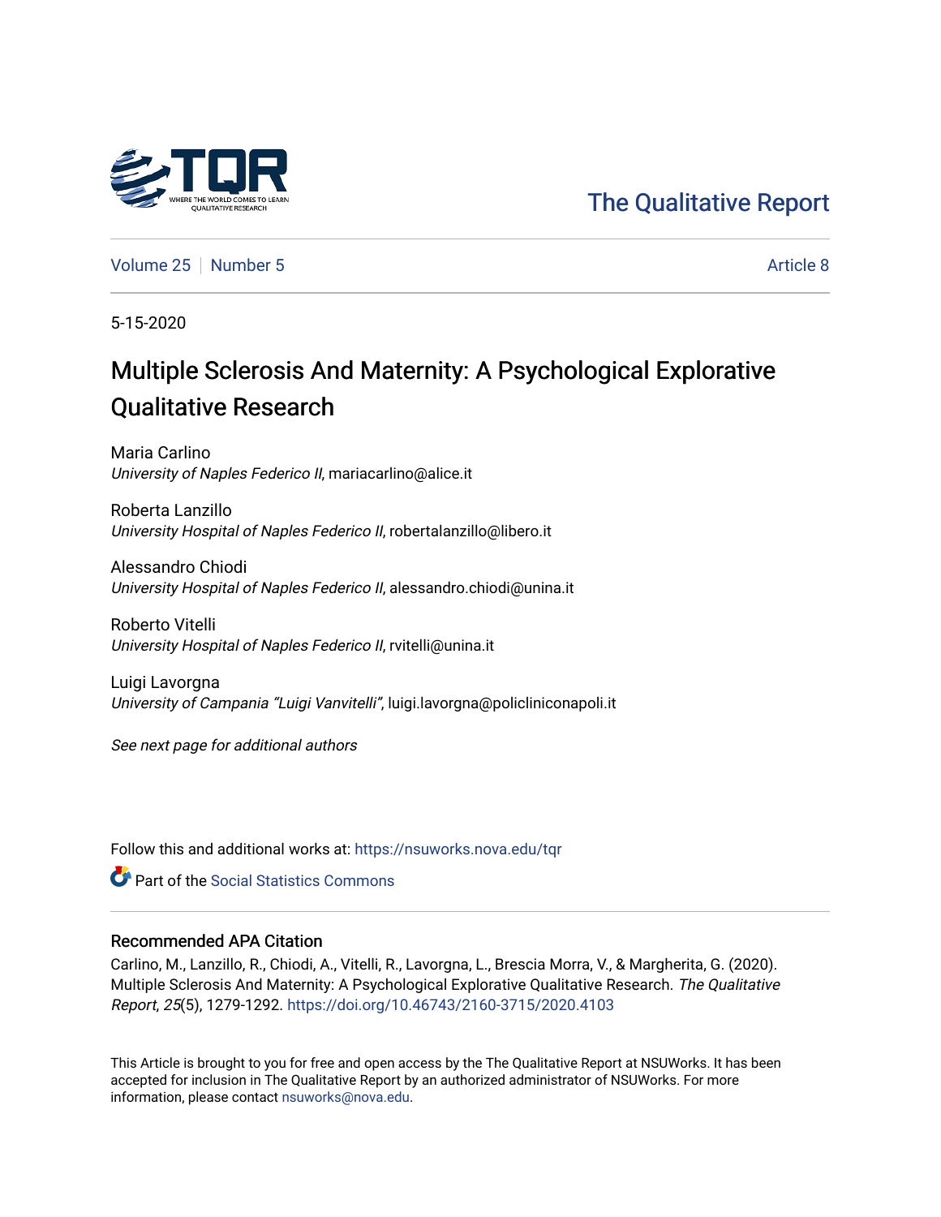The Qualitative Report

Volume 25 | Number 5 | Article 8

5-15-2020

# Multiple Sclerosis And Maternity: A Psychological Explorative Qualitative Research

Maria Carlino
*University of Naples Federico II*, mariacarlino@alice.it

Roberta Lanzillo
*University Hospital of Naples Federico II*, robertalanzillo@libero.it

Alessandro Chiodi
*University Hospital of Naples Federico II*, alessandro.chiodi@unina.it

Roberto Vitelli
*University Hospital of Naples Federico II*, rvitelli@unina.it

Luigi Lavorgna
*University of Campania "Luigi Vanvitelli"*, luigi.lavorgna@policliniconapoli.it

*See next page for additional authors*

Follow this and additional works at: https://nsuworks.nova.edu/tqr

Part of the Social Statistics Commons

## Recommended APA Citation

Carlino, M., Lanzillo, R., Chiodi, A., Vitelli, R., Lavorgna, L., Brescia Morra, V., & Margherita, G. (2020). Multiple Sclerosis And Maternity: A Psychological Explorative Qualitative Research. *The Qualitative Report*, *25*(5), 1279-1292. https://doi.org/10.46743/2160-3715/2020.4103

This Article is brought to you for free and open access by the The Qualitative Report at NSUWorks. It has been accepted for inclusion in The Qualitative Report by an authorized administrator of NSUWorks. For more information, please contact nsuworks@nova.edu.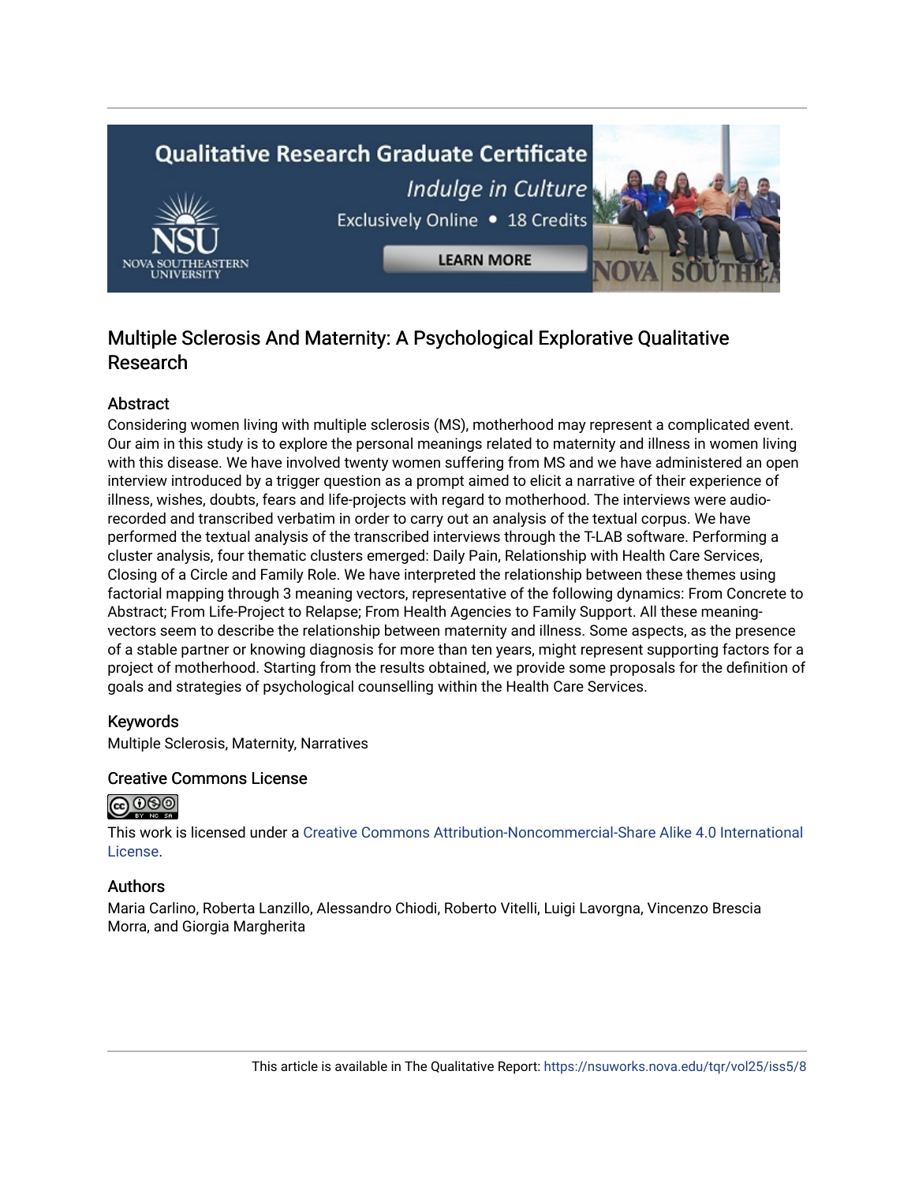# Multiple Sclerosis And Maternity: A Psychological Explorative Qualitative Research

## Abstract

Considering women living with multiple sclerosis (MS), motherhood may represent a complicated event. Our aim in this study is to explore the personal meanings related to maternity and illness in women living with this disease. We have involved twenty women suffering from MS and we have administered an open interview introduced by a trigger question as a prompt aimed to elicit a narrative of their experience of illness, wishes, doubts, fears and life-projects with regard to motherhood. The interviews were audio-recorded and transcribed verbatim in order to carry out an analysis of the textual corpus. We have performed the textual analysis of the transcribed interviews through the T-LAB software. Performing a cluster analysis, four thematic clusters emerged: Daily Pain, Relationship with Health Care Services, Closing of a Circle and Family Role. We have interpreted the relationship between these themes using factorial mapping through 3 meaning vectors, representative of the following dynamics: From Concrete to Abstract; From Life-Project to Relapse; From Health Agencies to Family Support. All these meaning-vectors seem to describe the relationship between maternity and illness. Some aspects, as the presence of a stable partner or knowing diagnosis for more than ten years, might represent supporting factors for a project of motherhood. Starting from the results obtained, we provide some proposals for the definition of goals and strategies of psychological counselling within the Health Care Services.

## Keywords

Multiple Sclerosis, Maternity, Narratives

## Creative Commons License

This work is licensed under a Creative Commons Attribution-Noncommercial-Share Alike 4.0 International License.

## Authors

Maria Carlino, Roberta Lanzillo, Alessandro Chiodi, Roberto Vitelli, Luigi Lavorgna, Vincenzo Brescia Morra, and Giorgia Margherita

This article is available in The Qualitative Report: https://nsuworks.nova.edu/tqr/vol25/iss5/8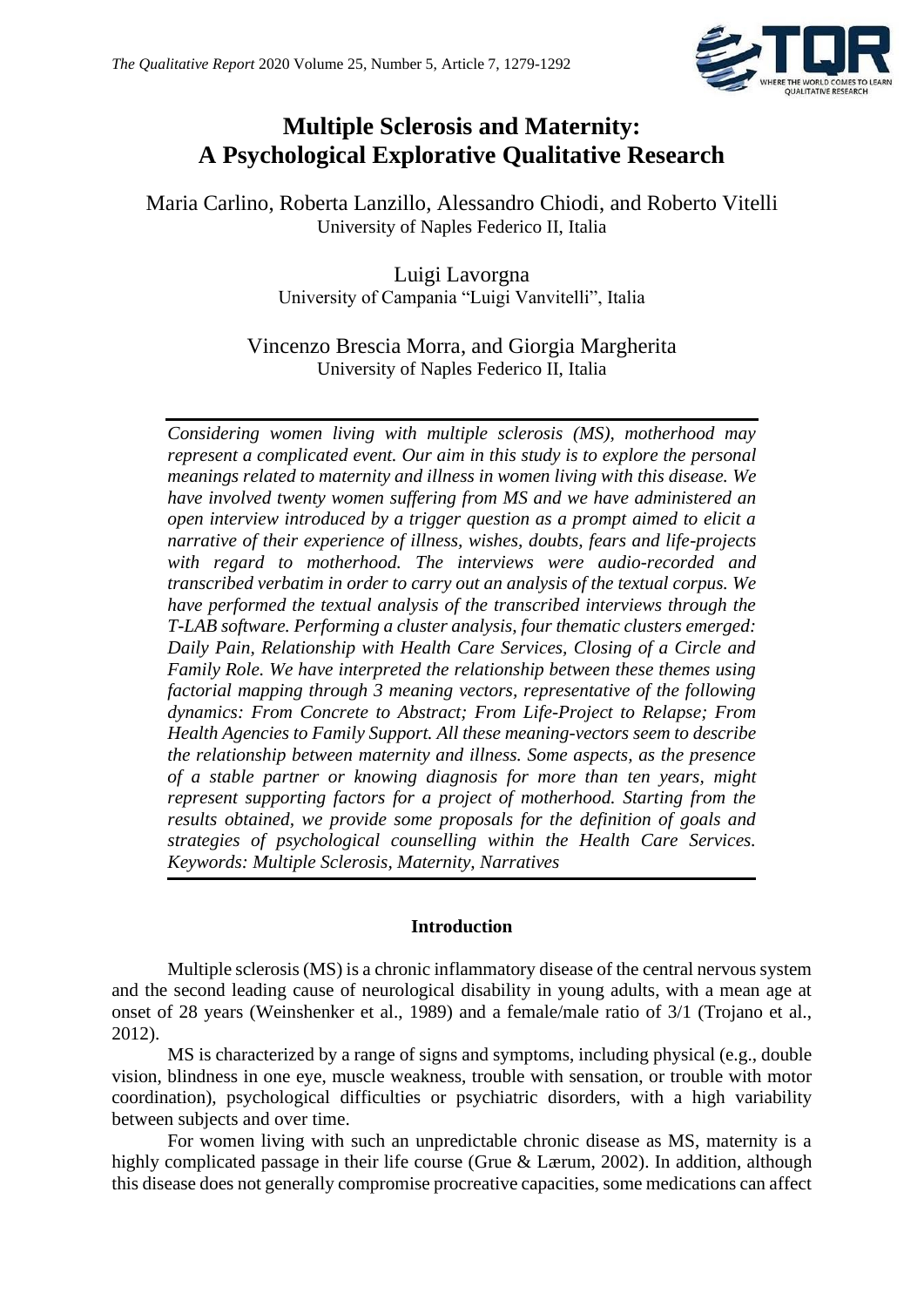# Multiple Sclerosis and Maternity: A Psychological Explorative Qualitative Research

Maria Carlino, Roberta Lanzillo, Alessandro Chiodi, and Roberto Vitelli
University of Naples Federico II, Italia

Luigi Lavorgna
University of Campania "Luigi Vanvitelli", Italia

Vincenzo Brescia Morra, and Giorgia Margherita
University of Naples Federico II, Italia

*Considering women living with multiple sclerosis (MS), motherhood may represent a complicated event. Our aim in this study is to explore the personal meanings related to maternity and illness in women living with this disease. We have involved twenty women suffering from MS and we have administered an open interview introduced by a trigger question as a prompt aimed to elicit a narrative of their experience of illness, wishes, doubts, fears and life-projects with regard to motherhood. The interviews were audio-recorded and transcribed verbatim in order to carry out an analysis of the textual corpus. We have performed the textual analysis of the transcribed interviews through the T-LAB software. Performing a cluster analysis, four thematic clusters emerged: Daily Pain, Relationship with Health Care Services, Closing of a Circle and Family Role. We have interpreted the relationship between these themes using factorial mapping through 3 meaning vectors, representative of the following dynamics: From Concrete to Abstract; From Life-Project to Relapse; From Health Agencies to Family Support. All these meaning-vectors seem to describe the relationship between maternity and illness. Some aspects, as the presence of a stable partner or knowing diagnosis for more than ten years, might represent supporting factors for a project of motherhood. Starting from the results obtained, we provide some proposals for the definition of goals and strategies of psychological counselling within the Health Care Services. Keywords: Multiple Sclerosis, Maternity, Narratives*

## Introduction

Multiple sclerosis (MS) is a chronic inflammatory disease of the central nervous system and the second leading cause of neurological disability in young adults, with a mean age at onset of 28 years (Weinshenker et al., 1989) and a female/male ratio of 3/1 (Trojano et al., 2012).

MS is characterized by a range of signs and symptoms, including physical (e.g., double vision, blindness in one eye, muscle weakness, trouble with sensation, or trouble with motor coordination), psychological difficulties or psychiatric disorders, with a high variability between subjects and over time.

For women living with such an unpredictable chronic disease as MS, maternity is a highly complicated passage in their life course (Grue & Lærum, 2002). In addition, although this disease does not generally compromise procreative capacities, some medications can affect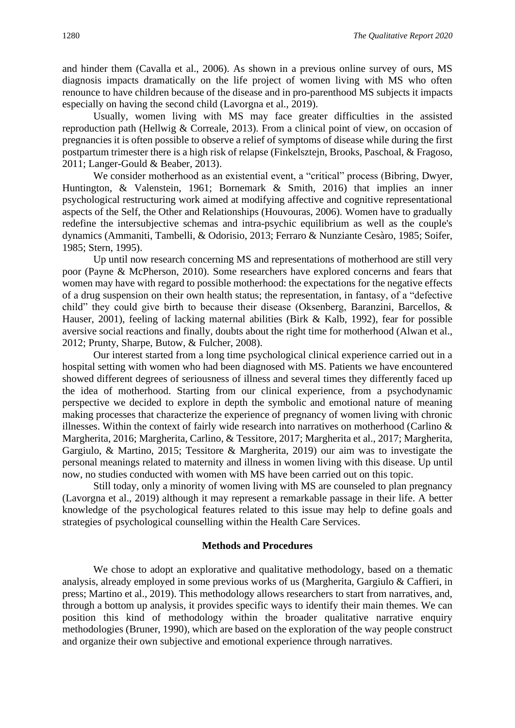and hinder them (Cavalla et al., 2006). As shown in a previous online survey of ours, MS diagnosis impacts dramatically on the life project of women living with MS who often renounce to have children because of the disease and in pro-parenthood MS subjects it impacts especially on having the second child (Lavorgna et al., 2019).

Usually, women living with MS may face greater difficulties in the assisted reproduction path (Hellwig & Correale, 2013). From a clinical point of view, on occasion of pregnancies it is often possible to observe a relief of symptoms of disease while during the first postpartum trimester there is a high risk of relapse (Finkelsztejn, Brooks, Paschoal, & Fragoso, 2011; Langer-Gould & Beaber, 2013).

We consider motherhood as an existential event, a "critical" process (Bibring, Dwyer, Huntington, & Valenstein, 1961; Bornemark & Smith, 2016) that implies an inner psychological restructuring work aimed at modifying affective and cognitive representational aspects of the Self, the Other and Relationships (Houvouras, 2006). Women have to gradually redefine the intersubjective schemas and intra-psychic equilibrium as well as the couple's dynamics (Ammaniti, Tambelli, & Odorisio, 2013; Ferraro & Nunziante Cesàro, 1985; Soifer, 1985; Stern, 1995).

Up until now research concerning MS and representations of motherhood are still very poor (Payne & McPherson, 2010). Some researchers have explored concerns and fears that women may have with regard to possible motherhood: the expectations for the negative effects of a drug suspension on their own health status; the representation, in fantasy, of a "defective child" they could give birth to because their disease (Oksenberg, Baranzini, Barcellos, & Hauser, 2001), feeling of lacking maternal abilities (Birk & Kalb, 1992), fear for possible aversive social reactions and finally, doubts about the right time for motherhood (Alwan et al., 2012; Prunty, Sharpe, Butow, & Fulcher, 2008).

Our interest started from a long time psychological clinical experience carried out in a hospital setting with women who had been diagnosed with MS. Patients we have encountered showed different degrees of seriousness of illness and several times they differently faced up the idea of motherhood. Starting from our clinical experience, from a psychodynamic perspective we decided to explore in depth the symbolic and emotional nature of meaning making processes that characterize the experience of pregnancy of women living with chronic illnesses. Within the context of fairly wide research into narratives on motherhood (Carlino & Margherita, 2016; Margherita, Carlino, & Tessitore, 2017; Margherita et al., 2017; Margherita, Gargiulo, & Martino, 2015; Tessitore & Margherita, 2019) our aim was to investigate the personal meanings related to maternity and illness in women living with this disease. Up until now, no studies conducted with women with MS have been carried out on this topic.

Still today, only a minority of women living with MS are counseled to plan pregnancy (Lavorgna et al., 2019) although it may represent a remarkable passage in their life. A better knowledge of the psychological features related to this issue may help to define goals and strategies of psychological counselling within the Health Care Services.

## Methods and Procedures

We chose to adopt an explorative and qualitative methodology, based on a thematic analysis, already employed in some previous works of us (Margherita, Gargiulo & Caffieri, in press; Martino et al., 2019). This methodology allows researchers to start from narratives, and, through a bottom up analysis, it provides specific ways to identify their main themes. We can position this kind of methodology within the broader qualitative narrative enquiry methodologies (Bruner, 1990), which are based on the exploration of the way people construct and organize their own subjective and emotional experience through narratives.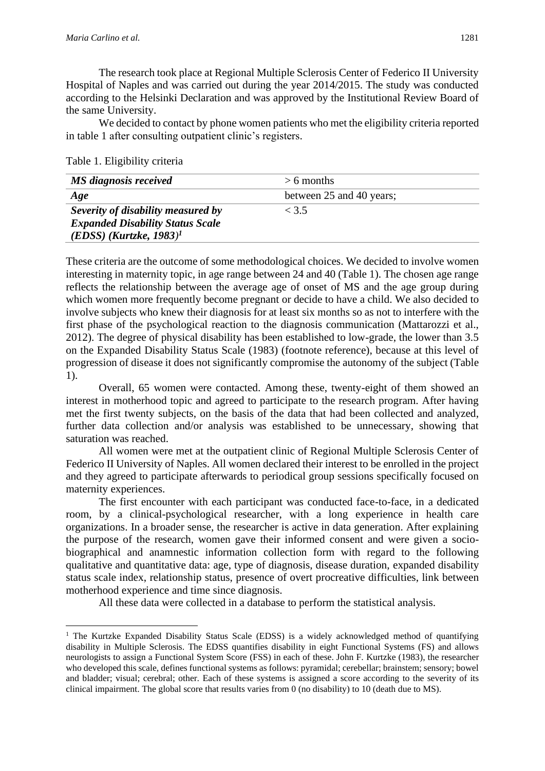The research took place at Regional Multiple Sclerosis Center of Federico II University Hospital of Naples and was carried out during the year 2014/2015. The study was conducted according to the Helsinki Declaration and was approved by the Institutional Review Board of the same University.

We decided to contact by phone women patients who met the eligibility criteria reported in table 1 after consulting outpatient clinic's registers.

Table 1. Eligibility criteria

| | |
|---|---|
| ***MS diagnosis received*** | > 6 months |
| ***Age*** | between 25 and 40 years; |
| ***Severity of disability measured by Expanded Disability Status Scale (EDSS) (Kurtzke, 1983)[1]*** | < 3.5 |

These criteria are the outcome of some methodological choices. We decided to involve women interesting in maternity topic, in age range between 24 and 40 (Table 1). The chosen age range reflects the relationship between the average age of onset of MS and the age group during which women more frequently become pregnant or decide to have a child. We also decided to involve subjects who knew their diagnosis for at least six months so as not to interfere with the first phase of the psychological reaction to the diagnosis communication (Mattarozzi et al., 2012). The degree of physical disability has been established to low-grade, the lower than 3.5 on the Expanded Disability Status Scale (1983) (footnote reference), because at this level of progression of disease it does not significantly compromise the autonomy of the subject (Table 1).

Overall, 65 women were contacted. Among these, twenty-eight of them showed an interest in motherhood topic and agreed to participate to the research program. After having met the first twenty subjects, on the basis of the data that had been collected and analyzed, further data collection and/or analysis was established to be unnecessary, showing that saturation was reached.

All women were met at the outpatient clinic of Regional Multiple Sclerosis Center of Federico II University of Naples. All women declared their interest to be enrolled in the project and they agreed to participate afterwards to periodical group sessions specifically focused on maternity experiences.

The first encounter with each participant was conducted face-to-face, in a dedicated room, by a clinical-psychological researcher, with a long experience in health care organizations. In a broader sense, the researcher is active in data generation. After explaining the purpose of the research, women gave their informed consent and were given a socio-biographical and anamnestic information collection form with regard to the following qualitative and quantitative data: age, type of diagnosis, disease duration, expanded disability status scale index, relationship status, presence of overt procreative difficulties, link between motherhood experience and time since diagnosis.

All these data were collected in a database to perform the statistical analysis.

---

[1] The Kurtzke Expanded Disability Status Scale (EDSS) is a widely acknowledged method of quantifying disability in Multiple Sclerosis. The EDSS quantifies disability in eight Functional Systems (FS) and allows neurologists to assign a Functional System Score (FSS) in each of these. John F. Kurtzke (1983), the researcher who developed this scale, defines functional systems as follows: pyramidal; cerebellar; brainstem; sensory; bowel and bladder; visual; cerebral; other. Each of these systems is assigned a score according to the severity of its clinical impairment. The global score that results varies from 0 (no disability) to 10 (death due to MS).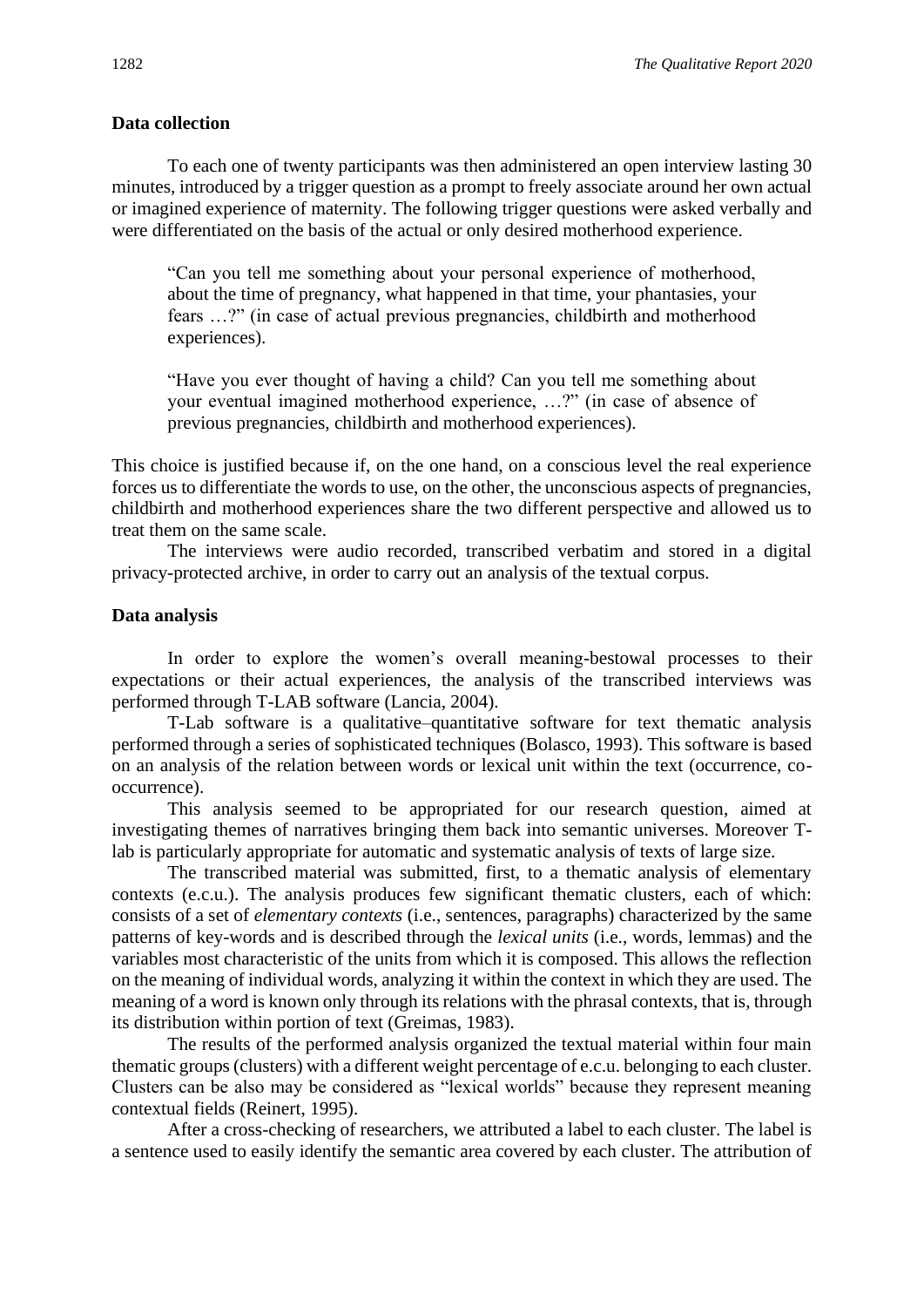### Data collection

To each one of twenty participants was then administered an open interview lasting 30 minutes, introduced by a trigger question as a prompt to freely associate around her own actual or imagined experience of maternity. The following trigger questions were asked verbally and were differentiated on the basis of the actual or only desired motherhood experience.

> "Can you tell me something about your personal experience of motherhood, about the time of pregnancy, what happened in that time, your phantasies, your fears …?" (in case of actual previous pregnancies, childbirth and motherhood experiences).
>
> "Have you ever thought of having a child? Can you tell me something about your eventual imagined motherhood experience, …?" (in case of absence of previous pregnancies, childbirth and motherhood experiences).

This choice is justified because if, on the one hand, on a conscious level the real experience forces us to differentiate the words to use, on the other, the unconscious aspects of pregnancies, childbirth and motherhood experiences share the two different perspective and allowed us to treat them on the same scale.

The interviews were audio recorded, transcribed verbatim and stored in a digital privacy-protected archive, in order to carry out an analysis of the textual corpus.

### Data analysis

In order to explore the women's overall meaning-bestowal processes to their expectations or their actual experiences, the analysis of the transcribed interviews was performed through T-LAB software (Lancia, 2004).

T-Lab software is a qualitative–quantitative software for text thematic analysis performed through a series of sophisticated techniques (Bolasco, 1993). This software is based on an analysis of the relation between words or lexical unit within the text (occurrence, co-occurrence).

This analysis seemed to be appropriated for our research question, aimed at investigating themes of narratives bringing them back into semantic universes. Moreover T-lab is particularly appropriate for automatic and systematic analysis of texts of large size.

The transcribed material was submitted, first, to a thematic analysis of elementary contexts (e.c.u.). The analysis produces few significant thematic clusters, each of which: consists of a set of *elementary contexts* (i.e., sentences, paragraphs) characterized by the same patterns of key-words and is described through the *lexical units* (i.e., words, lemmas) and the variables most characteristic of the units from which it is composed. This allows the reflection on the meaning of individual words, analyzing it within the context in which they are used. The meaning of a word is known only through its relations with the phrasal contexts, that is, through its distribution within portion of text (Greimas, 1983).

The results of the performed analysis organized the textual material within four main thematic groups (clusters) with a different weight percentage of e.c.u. belonging to each cluster. Clusters can be also may be considered as "lexical worlds" because they represent meaning contextual fields (Reinert, 1995).

After a cross-checking of researchers, we attributed a label to each cluster. The label is a sentence used to easily identify the semantic area covered by each cluster. The attribution of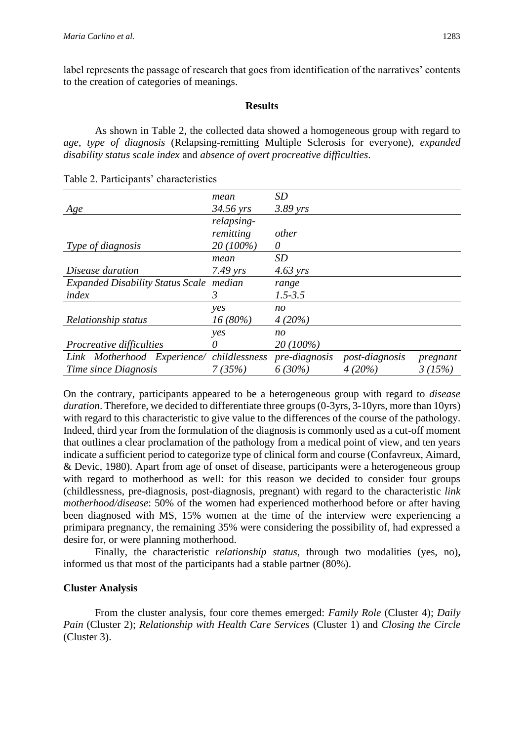label represents the passage of research that goes from identification of the narratives' contents to the creation of categories of meanings.

## Results

As shown in Table 2, the collected data showed a homogeneous group with regard to *age*, *type of diagnosis* (Relapsing-remitting Multiple Sclerosis for everyone), *expanded disability status scale index* and *absence of overt procreative difficulties*.

Table 2. Participants' characteristics

| | | | | |
|---|---|---|---|---|
| | *mean* | *SD* | | |
| *Age* | *34.56 yrs* | *3.89 yrs* | | |
| | *relapsing-remitting* | *other* | | |
| *Type of diagnosis* | *20 (100%)* | *0* | | |
| | *mean* | *SD* | | |
| *Disease duration* | *7.49 yrs* | *4.63 yrs* | | |
| *Expanded Disability Status Scale index* | *median* | *range* | | |
| | *3* | *1.5-3.5* | | |
| | *yes* | *no* | | |
| *Relationship status* | *16 (80%)* | *4 (20%)* | | |
| | *yes* | *no* | | |
| *Procreative difficulties* | *0* | *20 (100%)* | | |
| *Link Motherhood Experience/ Time since Diagnosis* | *childlessness* | *pre-diagnosis* | *post-diagnosis* | *pregnant* |
| | *7 (35%)* | *6 (30%)* | *4 (20%)* | *3 (15%)* |

On the contrary, participants appeared to be a heterogeneous group with regard to *disease duration*. Therefore, we decided to differentiate three groups (0-3yrs, 3-10yrs, more than 10yrs) with regard to this characteristic to give value to the differences of the course of the pathology. Indeed, third year from the formulation of the diagnosis is commonly used as a cut-off moment that outlines a clear proclamation of the pathology from a medical point of view, and ten years indicate a sufficient period to categorize type of clinical form and course (Confavreux, Aimard, & Devic, 1980). Apart from age of onset of disease, participants were a heterogeneous group with regard to motherhood as well: for this reason we decided to consider four groups (childlessness, pre-diagnosis, post-diagnosis, pregnant) with regard to the characteristic *link motherhood/disease*: 50% of the women had experienced motherhood before or after having been diagnosed with MS, 15% women at the time of the interview were experiencing a primipara pregnancy, the remaining 35% were considering the possibility of, had expressed a desire for, or were planning motherhood.

Finally, the characteristic *relationship status*, through two modalities (yes, no), informed us that most of the participants had a stable partner (80%).

### Cluster Analysis

From the cluster analysis, four core themes emerged: *Family Role* (Cluster 4); *Daily Pain* (Cluster 2); *Relationship with Health Care Services* (Cluster 1) and *Closing the Circle* (Cluster 3).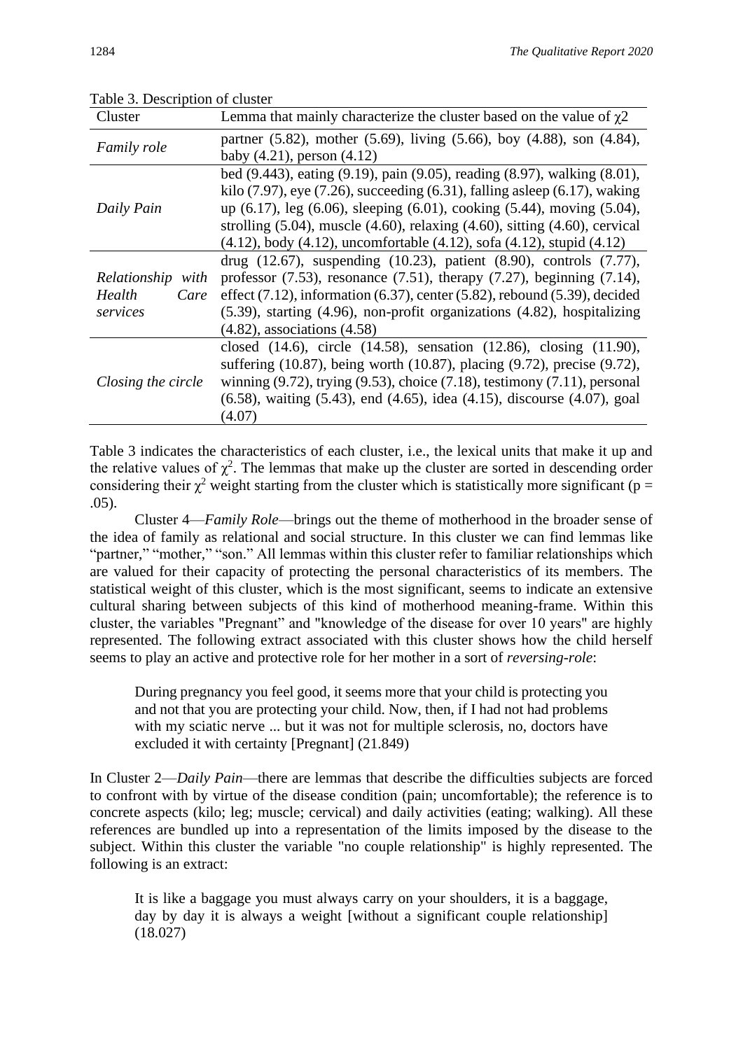Table 3. Description of cluster

| Cluster | Lemma that mainly characterize the cluster based on the value of $\chi 2$ |
|---|---|
| *Family role* | partner (5.82), mother (5.69), living (5.66), boy (4.88), son (4.84), baby (4.21), person (4.12) |
| *Daily Pain* | bed (9.443), eating (9.19), pain (9.05), reading (8.97), walking (8.01), kilo (7.97), eye (7.26), succeeding (6.31), falling asleep (6.17), waking up (6.17), leg (6.06), sleeping (6.01), cooking (5.44), moving (5.04), strolling (5.04), muscle (4.60), relaxing (4.60), sitting (4.60), cervical (4.12), body (4.12), uncomfortable (4.12), sofa (4.12), stupid (4.12) |
| *Relationship with Health Care services* | drug (12.67), suspending (10.23), patient (8.90), controls (7.77), professor (7.53), resonance (7.51), therapy (7.27), beginning (7.14), effect (7.12), information (6.37), center (5.82), rebound (5.39), decided (5.39), starting (4.96), non-profit organizations (4.82), hospitalizing (4.82), associations (4.58) |
| *Closing the circle* | closed (14.6), circle (14.58), sensation (12.86), closing (11.90), suffering (10.87), being worth (10.87), placing (9.72), precise (9.72), winning (9.72), trying (9.53), choice (7.18), testimony (7.11), personal (6.58), waiting (5.43), end (4.65), idea (4.15), discourse (4.07), goal (4.07) |

Table 3 indicates the characteristics of each cluster, i.e., the lexical units that make it up and the relative values of $\chi^2$. The lemmas that make up the cluster are sorted in descending order considering their $\chi^2$ weight starting from the cluster which is statistically more significant ($p = .05$).

Cluster 4—*Family Role*—brings out the theme of motherhood in the broader sense of the idea of family as relational and social structure. In this cluster we can find lemmas like "partner," "mother," "son." All lemmas within this cluster refer to familiar relationships which are valued for their capacity of protecting the personal characteristics of its members. The statistical weight of this cluster, which is the most significant, seems to indicate an extensive cultural sharing between subjects of this kind of motherhood meaning-frame. Within this cluster, the variables "Pregnant" and "knowledge of the disease for over 10 years" are highly represented. The following extract associated with this cluster shows how the child herself seems to play an active and protective role for her mother in a sort of *reversing-role*:

> During pregnancy you feel good, it seems more that your child is protecting you and not that you are protecting your child. Now, then, if I had not had problems with my sciatic nerve ... but it was not for multiple sclerosis, no, doctors have excluded it with certainty [Pregnant] (21.849)

In Cluster 2—*Daily Pain*—there are lemmas that describe the difficulties subjects are forced to confront with by virtue of the disease condition (pain; uncomfortable); the reference is to concrete aspects (kilo; leg; muscle; cervical) and daily activities (eating; walking). All these references are bundled up into a representation of the limits imposed by the disease to the subject. Within this cluster the variable "no couple relationship" is highly represented. The following is an extract:

> It is like a baggage you must always carry on your shoulders, it is a baggage, day by day it is always a weight [without a significant couple relationship] (18.027)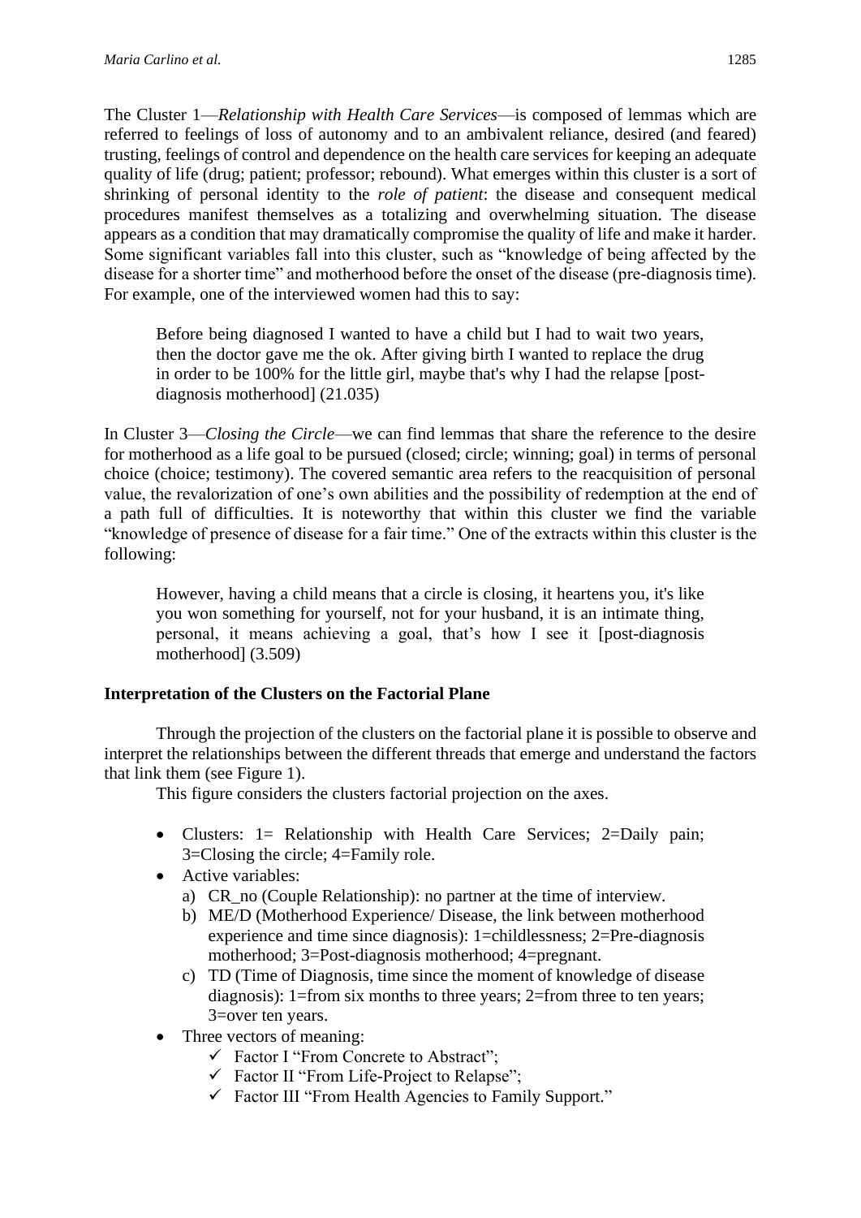The Cluster 1—*Relationship with Health Care Services*—is composed of lemmas which are referred to feelings of loss of autonomy and to an ambivalent reliance, desired (and feared) trusting, feelings of control and dependence on the health care services for keeping an adequate quality of life (drug; patient; professor; rebound). What emerges within this cluster is a sort of shrinking of personal identity to the *role of patient*: the disease and consequent medical procedures manifest themselves as a totalizing and overwhelming situation. The disease appears as a condition that may dramatically compromise the quality of life and make it harder. Some significant variables fall into this cluster, such as "knowledge of being affected by the disease for a shorter time" and motherhood before the onset of the disease (pre-diagnosis time). For example, one of the interviewed women had this to say:

> Before being diagnosed I wanted to have a child but I had to wait two years, then the doctor gave me the ok. After giving birth I wanted to replace the drug in order to be 100% for the little girl, maybe that's why I had the relapse [post-diagnosis motherhood] (21.035)

In Cluster 3—*Closing the Circle*—we can find lemmas that share the reference to the desire for motherhood as a life goal to be pursued (closed; circle; winning; goal) in terms of personal choice (choice; testimony). The covered semantic area refers to the reacquisition of personal value, the revalorization of one's own abilities and the possibility of redemption at the end of a path full of difficulties. It is noteworthy that within this cluster we find the variable "knowledge of presence of disease for a fair time." One of the extracts within this cluster is the following:

> However, having a child means that a circle is closing, it heartens you, it's like you won something for yourself, not for your husband, it is an intimate thing, personal, it means achieving a goal, that's how I see it [post-diagnosis motherhood] (3.509)

### Interpretation of the Clusters on the Factorial Plane

Through the projection of the clusters on the factorial plane it is possible to observe and interpret the relationships between the different threads that emerge and understand the factors that link them (see Figure 1).

This figure considers the clusters factorial projection on the axes.

- Clusters: 1= Relationship with Health Care Services; 2=Daily pain; 3=Closing the circle; 4=Family role.
- Active variables:
  a) CR_no (Couple Relationship): no partner at the time of interview.
  b) ME/D (Motherhood Experience/ Disease, the link between motherhood experience and time since diagnosis): 1=childlessness; 2=Pre-diagnosis motherhood; 3=Post-diagnosis motherhood; 4=pregnant.
  c) TD (Time of Diagnosis, time since the moment of knowledge of disease diagnosis): 1=from six months to three years; 2=from three to ten years; 3=over ten years.
- Three vectors of meaning:
  - ✓ Factor I "From Concrete to Abstract";
  - ✓ Factor II "From Life-Project to Relapse";
  - ✓ Factor III "From Health Agencies to Family Support."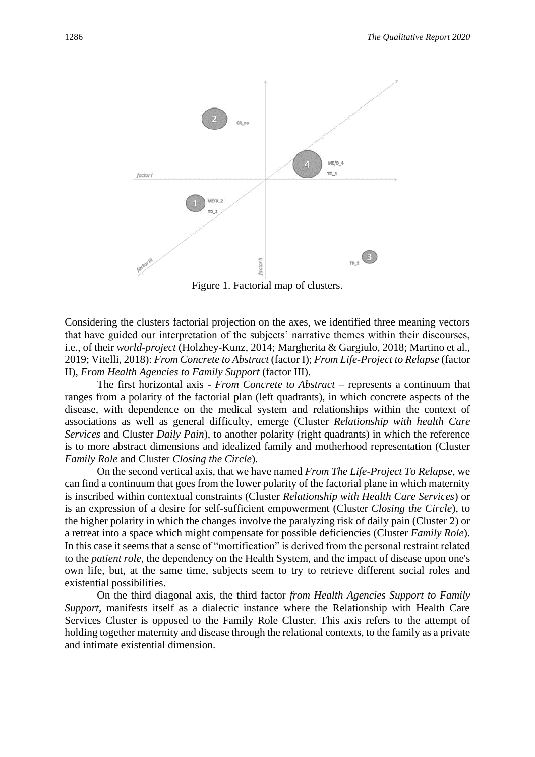factor I

factor II

factor III

2 CR_no

4 ME/D_4 TD_3

1 ME/D_2 TD_1

3 TD_2

Figure 1. Factorial map of clusters.

Considering the clusters factorial projection on the axes, we identified three meaning vectors that have guided our interpretation of the subjects' narrative themes within their discourses, i.e., of their *world-project* (Holzhey-Kunz, 2014; Margherita & Gargiulo, 2018; Martino et al., 2019; Vitelli, 2018): *From Concrete to Abstract* (factor I); *From Life-Project to Relapse* (factor II), *From Health Agencies to Family Support* (factor III).

The first horizontal axis - *From Concrete to Abstract* – represents a continuum that ranges from a polarity of the factorial plan (left quadrants), in which concrete aspects of the disease, with dependence on the medical system and relationships within the context of associations as well as general difficulty, emerge (Cluster *Relationship with health Care Services* and Cluster *Daily Pain*), to another polarity (right quadrants) in which the reference is to more abstract dimensions and idealized family and motherhood representation (Cluster *Family Role* and Cluster *Closing the Circle*).

On the second vertical axis, that we have named *From The Life-Project To Relapse*, we can find a continuum that goes from the lower polarity of the factorial plane in which maternity is inscribed within contextual constraints (Cluster *Relationship with Health Care Services*) or is an expression of a desire for self-sufficient empowerment (Cluster *Closing the Circle*), to the higher polarity in which the changes involve the paralyzing risk of daily pain (Cluster 2) or a retreat into a space which might compensate for possible deficiencies (Cluster *Family Role*). In this case it seems that a sense of "mortification" is derived from the personal restraint related to the *patient role*, the dependency on the Health System, and the impact of disease upon one's own life, but, at the same time, subjects seem to try to retrieve different social roles and existential possibilities.

On the third diagonal axis, the third factor *from Health Agencies Support to Family Support*, manifests itself as a dialectic instance where the Relationship with Health Care Services Cluster is opposed to the Family Role Cluster. This axis refers to the attempt of holding together maternity and disease through the relational contexts, to the family as a private and intimate existential dimension.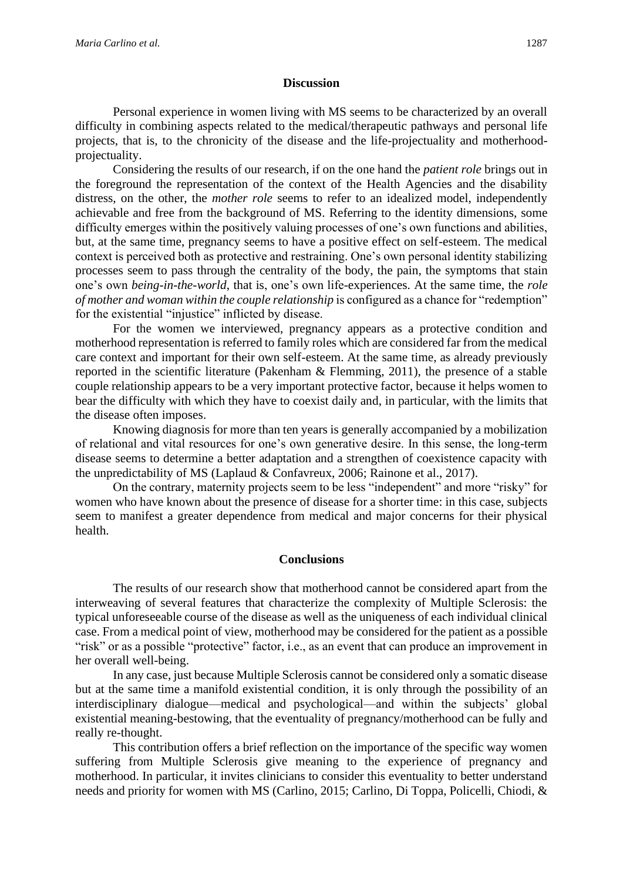## Discussion

Personal experience in women living with MS seems to be characterized by an overall difficulty in combining aspects related to the medical/therapeutic pathways and personal life projects, that is, to the chronicity of the disease and the life-projectuality and motherhood-projectuality.

Considering the results of our research, if on the one hand the *patient role* brings out in the foreground the representation of the context of the Health Agencies and the disability distress, on the other, the *mother role* seems to refer to an idealized model, independently achievable and free from the background of MS. Referring to the identity dimensions, some difficulty emerges within the positively valuing processes of one's own functions and abilities, but, at the same time, pregnancy seems to have a positive effect on self-esteem. The medical context is perceived both as protective and restraining. One's own personal identity stabilizing processes seem to pass through the centrality of the body, the pain, the symptoms that stain one's own *being-in-the-world*, that is, one's own life-experiences. At the same time, the *role of mother and woman within the couple relationship* is configured as a chance for "redemption" for the existential "injustice" inflicted by disease.

For the women we interviewed, pregnancy appears as a protective condition and motherhood representation is referred to family roles which are considered far from the medical care context and important for their own self-esteem. At the same time, as already previously reported in the scientific literature (Pakenham & Flemming, 2011), the presence of a stable couple relationship appears to be a very important protective factor, because it helps women to bear the difficulty with which they have to coexist daily and, in particular, with the limits that the disease often imposes.

Knowing diagnosis for more than ten years is generally accompanied by a mobilization of relational and vital resources for one's own generative desire. In this sense, the long-term disease seems to determine a better adaptation and a strengthen of coexistence capacity with the unpredictability of MS (Laplaud & Confavreux, 2006; Rainone et al., 2017).

On the contrary, maternity projects seem to be less "independent" and more "risky" for women who have known about the presence of disease for a shorter time: in this case, subjects seem to manifest a greater dependence from medical and major concerns for their physical health.

## Conclusions

The results of our research show that motherhood cannot be considered apart from the interweaving of several features that characterize the complexity of Multiple Sclerosis: the typical unforeseeable course of the disease as well as the uniqueness of each individual clinical case. From a medical point of view, motherhood may be considered for the patient as a possible "risk" or as a possible "protective" factor, i.e., as an event that can produce an improvement in her overall well-being.

In any case, just because Multiple Sclerosis cannot be considered only a somatic disease but at the same time a manifold existential condition, it is only through the possibility of an interdisciplinary dialogue—medical and psychological—and within the subjects' global existential meaning-bestowing, that the eventuality of pregnancy/motherhood can be fully and really re-thought.

This contribution offers a brief reflection on the importance of the specific way women suffering from Multiple Sclerosis give meaning to the experience of pregnancy and motherhood. In particular, it invites clinicians to consider this eventuality to better understand needs and priority for women with MS (Carlino, 2015; Carlino, Di Toppa, Policelli, Chiodi, &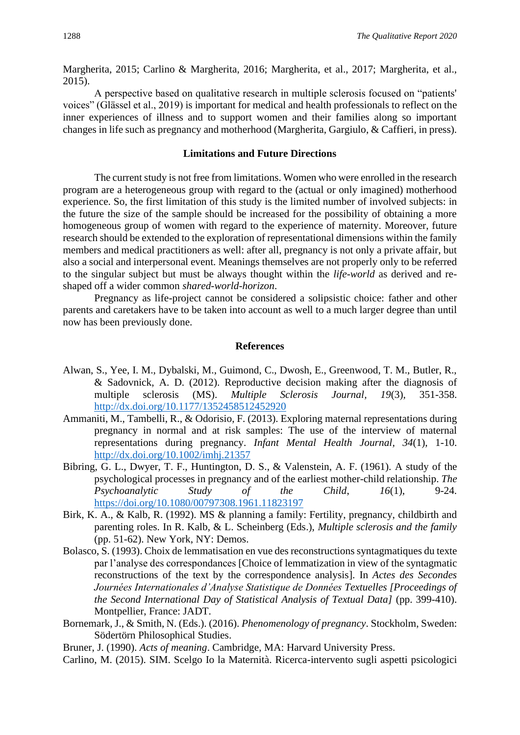Margherita, 2015; Carlino & Margherita, 2016; Margherita, et al., 2017; Margherita, et al., 2015).

A perspective based on qualitative research in multiple sclerosis focused on "patients' voices" (Glässel et al., 2019) is important for medical and health professionals to reflect on the inner experiences of illness and to support women and their families along so important changes in life such as pregnancy and motherhood (Margherita, Gargiulo, & Caffieri, in press).

## Limitations and Future Directions

The current study is not free from limitations. Women who were enrolled in the research program are a heterogeneous group with regard to the (actual or only imagined) motherhood experience. So, the first limitation of this study is the limited number of involved subjects: in the future the size of the sample should be increased for the possibility of obtaining a more homogeneous group of women with regard to the experience of maternity. Moreover, future research should be extended to the exploration of representational dimensions within the family members and medical practitioners as well: after all, pregnancy is not only a private affair, but also a social and interpersonal event. Meanings themselves are not properly only to be referred to the singular subject but must be always thought within the *life-world* as derived and re-shaped off a wider common *shared-world-horizon*.

Pregnancy as life-project cannot be considered a solipsistic choice: father and other parents and caretakers have to be taken into account as well to a much larger degree than until now has been previously done.

## References

Alwan, S., Yee, I. M., Dybalski, M., Guimond, C., Dwosh, E., Greenwood, T. M., Butler, R., & Sadovnick, A. D. (2012). Reproductive decision making after the diagnosis of multiple sclerosis (MS). *Multiple Sclerosis Journal, 19*(3), 351-358. http://dx.doi.org/10.1177/1352458512452920

Ammaniti, M., Tambelli, R., & Odorisio, F. (2013). Exploring maternal representations during pregnancy in normal and at risk samples: The use of the interview of maternal representations during pregnancy. *Infant Mental Health Journal, 34*(1), 1-10. http://dx.doi.org/10.1002/imhj.21357

Bibring, G. L., Dwyer, T. F., Huntington, D. S., & Valenstein, A. F. (1961). A study of the psychological processes in pregnancy and of the earliest mother-child relationship. *The Psychoanalytic Study of the Child, 16*(1), 9-24. https://doi.org/10.1080/00797308.1961.11823197

Birk, K. A., & Kalb, R. (1992). MS & planning a family: Fertility, pregnancy, childbirth and parenting roles. In R. Kalb, & L. Scheinberg (Eds.), *Multiple sclerosis and the family* (pp. 51-62). New York, NY: Demos.

Bolasco, S. (1993). Choix de lemmatisation en vue des reconstructions syntagmatiques du texte par l'analyse des correspondances [Choice of lemmatization in view of the syntagmatic reconstructions of the text by the correspondence analysis]. In *Actes des Secondes Journées Internationales d'Analyse Statistique de Données Textuelles [Proceedings of the Second International Day of Statistical Analysis of Textual Data]* (pp. 399-410). Montpellier, France: JADT.

Bornemark, J., & Smith, N. (Eds.). (2016). *Phenomenology of pregnancy*. Stockholm, Sweden: Södertörn Philosophical Studies.

Bruner, J. (1990). *Acts of meaning*. Cambridge, MA: Harvard University Press.

Carlino, M. (2015). SIM. Scelgo Io la Maternità. Ricerca-intervento sugli aspetti psicologici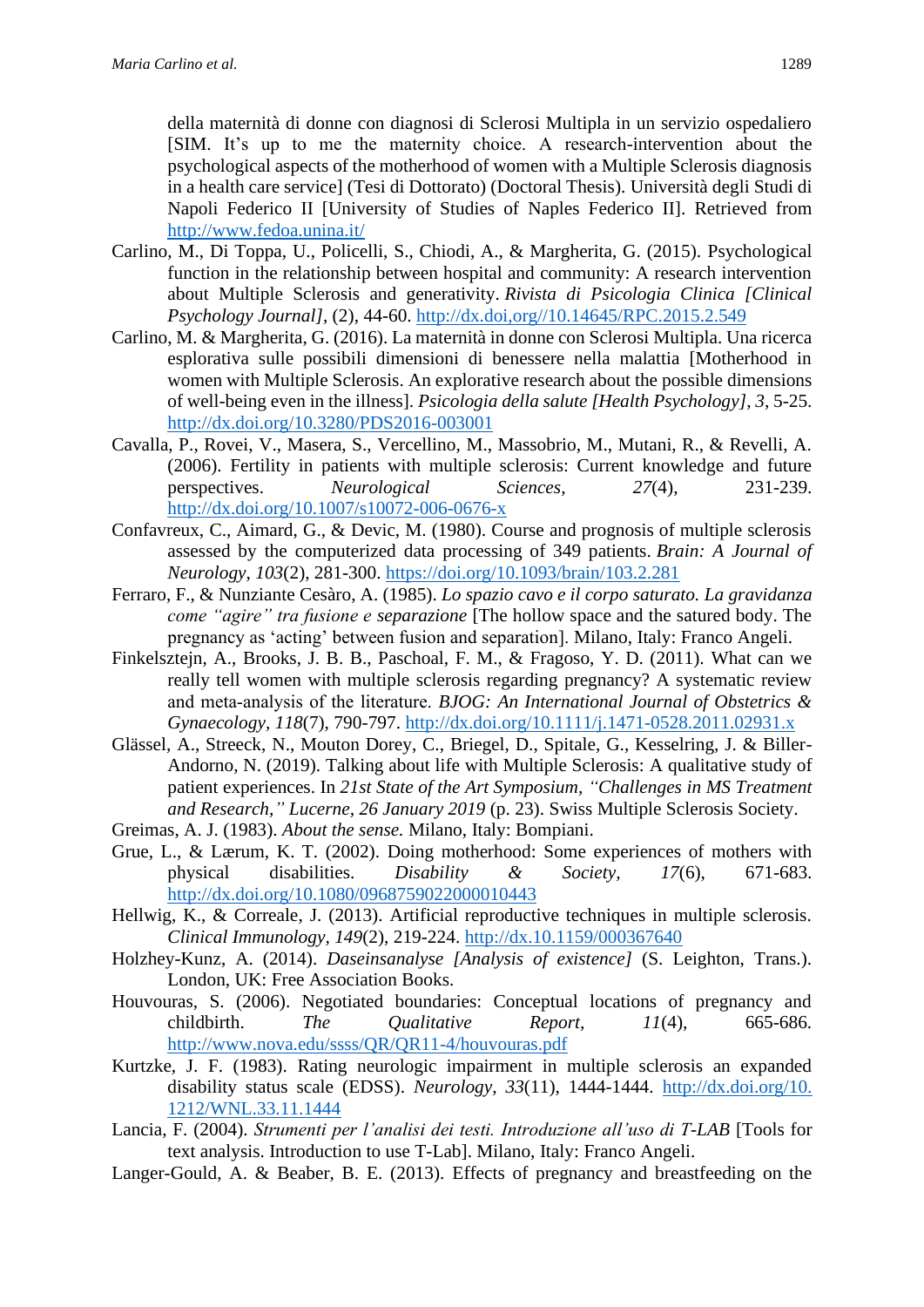della maternità di donne con diagnosi di Sclerosi Multipla in un servizio ospedaliero [SIM. It's up to me the maternity choice. A research-intervention about the psychological aspects of the motherhood of women with a Multiple Sclerosis diagnosis in a health care service] (Tesi di Dottorato) (Doctoral Thesis). Università degli Studi di Napoli Federico II [University of Studies of Naples Federico II]. Retrieved from http://www.fedoa.unina.it/

Carlino, M., Di Toppa, U., Policelli, S., Chiodi, A., & Margherita, G. (2015). Psychological function in the relationship between hospital and community: A research intervention about Multiple Sclerosis and generativity. *Rivista di Psicologia Clinica [Clinical Psychology Journal]*, (2), 44-60. http://dx.doi,org//10.14645/RPC.2015.2.549

Carlino, M. & Margherita, G. (2016). La maternità in donne con Sclerosi Multipla. Una ricerca esplorativa sulle possibili dimensioni di benessere nella malattia [Motherhood in women with Multiple Sclerosis. An explorative research about the possible dimensions of well-being even in the illness]. *Psicologia della salute [Health Psychology]*, *3*, 5-25. http://dx.doi.org/10.3280/PDS2016-003001

Cavalla, P., Rovei, V., Masera, S., Vercellino, M., Massobrio, M., Mutani, R., & Revelli, A. (2006). Fertility in patients with multiple sclerosis: Current knowledge and future perspectives. *Neurological Sciences*, *27*(4), 231-239. http://dx.doi.org/10.1007/s10072-006-0676-x

Confavreux, C., Aimard, G., & Devic, M. (1980). Course and prognosis of multiple sclerosis assessed by the computerized data processing of 349 patients. *Brain: A Journal of Neurology*, *103*(2), 281-300. https://doi.org/10.1093/brain/103.2.281

Ferraro, F., & Nunziante Cesàro, A. (1985). *Lo spazio cavo e il corpo saturato. La gravidanza come "agire" tra fusione e separazione* [The hollow space and the satured body. The pregnancy as 'acting' between fusion and separation]. Milano, Italy: Franco Angeli.

Finkelsztejn, A., Brooks, J. B. B., Paschoal, F. M., & Fragoso, Y. D. (2011). What can we really tell women with multiple sclerosis regarding pregnancy? A systematic review and meta-analysis of the literature. *BJOG: An International Journal of Obstetrics & Gynaecology*, *118*(7), 790-797. http://dx.doi.org/10.1111/j.1471-0528.2011.02931.x

Glässel, A., Streeck, N., Mouton Dorey, C., Briegel, D., Spitale, G., Kesselring, J. & Biller-Andorno, N. (2019). Talking about life with Multiple Sclerosis: A qualitative study of patient experiences. In *21st State of the Art Symposium, "Challenges in MS Treatment and Research," Lucerne, 26 January 2019* (p. 23). Swiss Multiple Sclerosis Society.

Greimas, A. J. (1983). *About the sense.* Milano, Italy: Bompiani.

Grue, L., & Lærum, K. T. (2002). Doing motherhood: Some experiences of mothers with physical disabilities. *Disability & Society*, *17*(6), 671-683. http://dx.doi.org/10.1080/0968759022000010443

Hellwig, K., & Correale, J. (2013). Artificial reproductive techniques in multiple sclerosis. *Clinical Immunology*, *149*(2), 219-224. http://dx.10.1159/000367640

Holzhey-Kunz, A. (2014). *Daseinsanalyse [Analysis of existence]* (S. Leighton, Trans.). London, UK: Free Association Books.

Houvouras, S. (2006). Negotiated boundaries: Conceptual locations of pregnancy and childbirth. *The Qualitative Report*, *11*(4), 665-686. http://www.nova.edu/ssss/QR/QR11-4/houvouras.pdf

Kurtzke, J. F. (1983). Rating neurologic impairment in multiple sclerosis an expanded disability status scale (EDSS). *Neurology*, *33*(11), 1444-1444. http://dx.doi.org/10.1212/WNL.33.11.1444

Lancia, F. (2004). *Strumenti per l'analisi dei testi. Introduzione all'uso di T-LAB* [Tools for text analysis. Introduction to use T-Lab]. Milano, Italy: Franco Angeli.

Langer-Gould, A. & Beaber, B. E. (2013). Effects of pregnancy and breastfeeding on the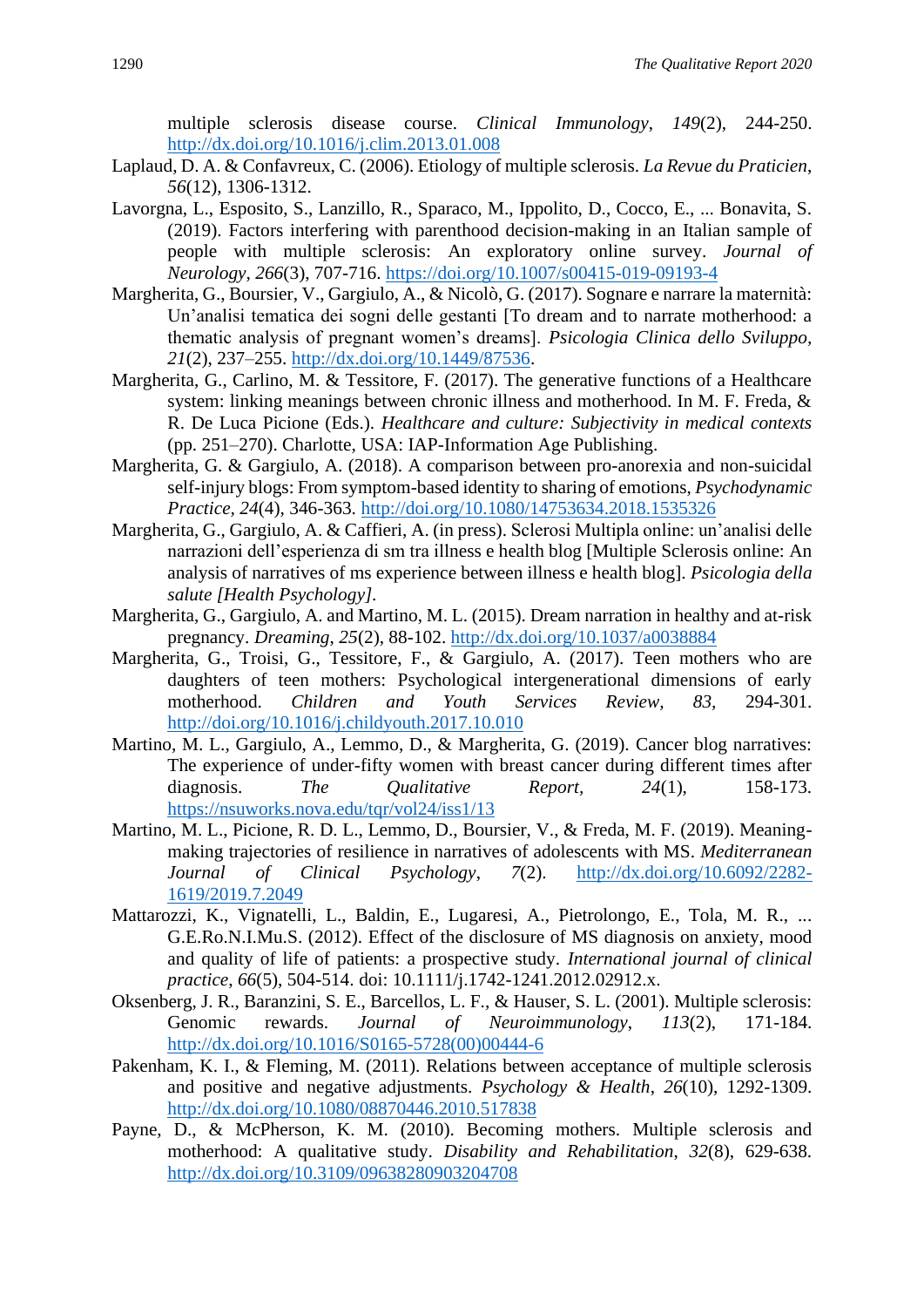multiple sclerosis disease course. *Clinical Immunology*, *149*(2), 244-250. http://dx.doi.org/10.1016/j.clim.2013.01.008

Laplaud, D. A. & Confavreux, C. (2006). Etiology of multiple sclerosis. *La Revue du Praticien*, *56*(12), 1306-1312.

Lavorgna, L., Esposito, S., Lanzillo, R., Sparaco, M., Ippolito, D., Cocco, E., ... Bonavita, S. (2019). Factors interfering with parenthood decision-making in an Italian sample of people with multiple sclerosis: An exploratory online survey. *Journal of Neurology*, *266*(3), 707-716. https://doi.org/10.1007/s00415-019-09193-4

Margherita, G., Boursier, V., Gargiulo, A., & Nicolò, G. (2017). Sognare e narrare la maternità: Un'analisi tematica dei sogni delle gestanti [To dream and to narrate motherhood: a thematic analysis of pregnant women's dreams]. *Psicologia Clinica dello Sviluppo*, *21*(2), 237–255. http://dx.doi.org/10.1449/87536.

Margherita, G., Carlino, M. & Tessitore, F. (2017). The generative functions of a Healthcare system: linking meanings between chronic illness and motherhood. In M. F. Freda, & R. De Luca Picione (Eds.). *Healthcare and culture: Subjectivity in medical contexts* (pp. 251–270). Charlotte, USA: IAP-Information Age Publishing.

Margherita, G. & Gargiulo, A. (2018). A comparison between pro-anorexia and non-suicidal self-injury blogs: From symptom-based identity to sharing of emotions, *Psychodynamic Practice*, *24*(4), 346-363. http://doi.org/10.1080/14753634.2018.1535326

Margherita, G., Gargiulo, A. & Caffieri, A. (in press). Sclerosi Multipla online: un'analisi delle narrazioni dell'esperienza di sm tra illness e health blog [Multiple Sclerosis online: An analysis of narratives of ms experience between illness e health blog]. *Psicologia della salute [Health Psychology]*.

Margherita, G., Gargiulo, A. and Martino, M. L. (2015). Dream narration in healthy and at-risk pregnancy. *Dreaming*, *25*(2), 88-102. http://dx.doi.org/10.1037/a0038884

Margherita, G., Troisi, G., Tessitore, F., & Gargiulo, A. (2017). Teen mothers who are daughters of teen mothers: Psychological intergenerational dimensions of early motherhood. *Children and Youth Services Review*, *83*, 294-301. http://doi.org/10.1016/j.childyouth.2017.10.010

Martino, M. L., Gargiulo, A., Lemmo, D., & Margherita, G. (2019). Cancer blog narratives: The experience of under-fifty women with breast cancer during different times after diagnosis. *The Qualitative Report*, *24*(1), 158-173. https://nsuworks.nova.edu/tqr/vol24/iss1/13

Martino, M. L., Picione, R. D. L., Lemmo, D., Boursier, V., & Freda, M. F. (2019). Meaning-making trajectories of resilience in narratives of adolescents with MS. *Mediterranean Journal of Clinical Psychology*, *7*(2). http://dx.doi.org/10.6092/2282-1619/2019.7.2049

Mattarozzi, K., Vignatelli, L., Baldin, E., Lugaresi, A., Pietrolongo, E., Tola, M. R., ... G.E.Ro.N.I.Mu.S. (2012). Effect of the disclosure of MS diagnosis on anxiety, mood and quality of life of patients: a prospective study. *International journal of clinical practice*, *66*(5), 504-514. doi: 10.1111/j.1742-1241.2012.02912.x.

Oksenberg, J. R., Baranzini, S. E., Barcellos, L. F., & Hauser, S. L. (2001). Multiple sclerosis: Genomic rewards. *Journal of Neuroimmunology*, *113*(2), 171-184. http://dx.doi.org/10.1016/S0165-5728(00)00444-6

Pakenham, K. I., & Fleming, M. (2011). Relations between acceptance of multiple sclerosis and positive and negative adjustments. *Psychology & Health*, *26*(10), 1292-1309. http://dx.doi.org/10.1080/08870446.2010.517838

Payne, D., & McPherson, K. M. (2010). Becoming mothers. Multiple sclerosis and motherhood: A qualitative study. *Disability and Rehabilitation*, *32*(8), 629-638. http://dx.doi.org/10.3109/09638280903204708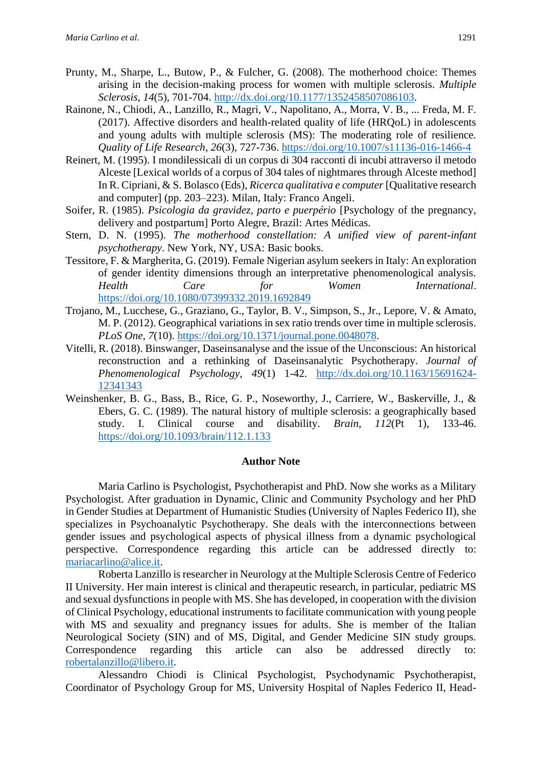Prunty, M., Sharpe, L., Butow, P., & Fulcher, G. (2008). The motherhood choice: Themes arising in the decision-making process for women with multiple sclerosis. *Multiple Sclerosis*, *14*(5), 701-704. http://dx.doi.org/10.1177/1352458507086103.

Rainone, N., Chiodi, A., Lanzillo, R., Magri, V., Napolitano, A., Morra, V. B., ... Freda, M. F. (2017). Affective disorders and health-related quality of life (HRQoL) in adolescents and young adults with multiple sclerosis (MS): The moderating role of resilience. *Quality of Life Research*, *26*(3), 727-736. https://doi.org/10.1007/s11136-016-1466-4

Reinert, M. (1995). I mondilessicali di un corpus di 304 racconti di incubi attraverso il metodo Alceste [Lexical worlds of a corpus of 304 tales of nightmares through Alceste method] In R. Cipriani, & S. Bolasco (Eds), *Ricerca qualitativa e computer* [Qualitative research and computer] (pp. 203–223). Milan, Italy: Franco Angeli.

Soifer, R. (1985). *Psicologia da gravidez, parto e puerpério* [Psychology of the pregnancy, delivery and postpartum] Porto Alegre, Brazil: Artes Médicas.

Stern, D. N. (1995). *The motherhood constellation: A unified view of parent-infant psychotherapy*. New York, NY, USA: Basic books.

Tessitore, F. & Margherita, G. (2019). Female Nigerian asylum seekers in Italy: An exploration of gender identity dimensions through an interpretative phenomenological analysis. *Health Care for Women International*. https://doi.org/10.1080/07399332.2019.1692849

Trojano, M., Lucchese, G., Graziano, G., Taylor, B. V., Simpson, S., Jr., Lepore, V. & Amato, M. P. (2012). Geographical variations in sex ratio trends over time in multiple sclerosis. *PLoS One*, *7*(10). https://doi.org/10.1371/journal.pone.0048078.

Vitelli, R. (2018). Binswanger, Daseinsanalyse and the issue of the Unconscious: An historical reconstruction and a rethinking of Daseinsanalytic Psychotherapy. *Journal of Phenomenological Psychology*, *49*(1) 1-42. http://dx.doi.org/10.1163/15691624-12341343

Weinshenker, B. G., Bass, B., Rice, G. P., Noseworthy, J., Carriere, W., Baskerville, J., & Ebers, G. C. (1989). The natural history of multiple sclerosis: a geographically based study. I. Clinical course and disability. *Brain*, *112*(Pt 1), 133-46. https://doi.org/10.1093/brain/112.1.133

## Author Note

Maria Carlino is Psychologist, Psychotherapist and PhD. Now she works as a Military Psychologist. After graduation in Dynamic, Clinic and Community Psychology and her PhD in Gender Studies at Department of Humanistic Studies (University of Naples Federico II), she specializes in Psychoanalytic Psychotherapy. She deals with the interconnections between gender issues and psychological aspects of physical illness from a dynamic psychological perspective. Correspondence regarding this article can be addressed directly to: mariacarlino@alice.it.

Roberta Lanzillo is researcher in Neurology at the Multiple Sclerosis Centre of Federico II University. Her main interest is clinical and therapeutic research, in particular, pediatric MS and sexual dysfunctions in people with MS. She has developed, in cooperation with the division of Clinical Psychology, educational instruments to facilitate communication with young people with MS and sexuality and pregnancy issues for adults. She is member of the Italian Neurological Society (SIN) and of MS, Digital, and Gender Medicine SIN study groups. Correspondence regarding this article can also be addressed directly to: robertalanzillo@libero.it.

Alessandro Chiodi is Clinical Psychologist, Psychodynamic Psychotherapist, Coordinator of Psychology Group for MS, University Hospital of Naples Federico II, Head-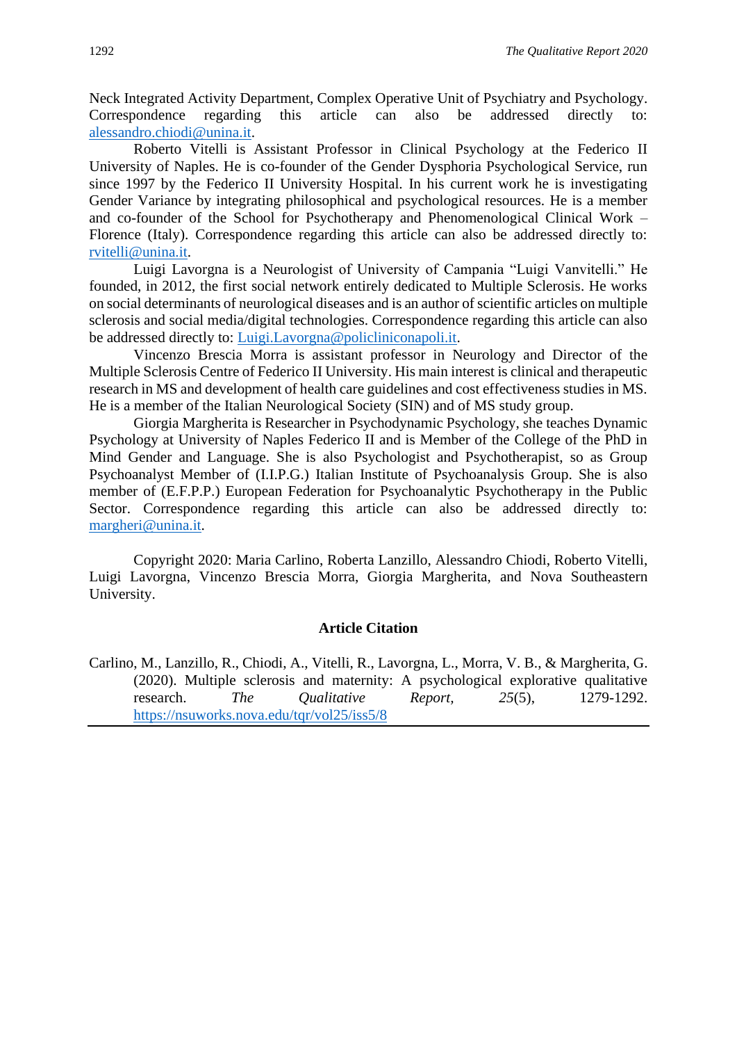Neck Integrated Activity Department, Complex Operative Unit of Psychiatry and Psychology. Correspondence regarding this article can also be addressed directly to: alessandro.chiodi@unina.it.

Roberto Vitelli is Assistant Professor in Clinical Psychology at the Federico II University of Naples. He is co-founder of the Gender Dysphoria Psychological Service, run since 1997 by the Federico II University Hospital. In his current work he is investigating Gender Variance by integrating philosophical and psychological resources. He is a member and co-founder of the School for Psychotherapy and Phenomenological Clinical Work – Florence (Italy). Correspondence regarding this article can also be addressed directly to: rvitelli@unina.it.

Luigi Lavorgna is a Neurologist of University of Campania "Luigi Vanvitelli." He founded, in 2012, the first social network entirely dedicated to Multiple Sclerosis. He works on social determinants of neurological diseases and is an author of scientific articles on multiple sclerosis and social media/digital technologies. Correspondence regarding this article can also be addressed directly to: Luigi.Lavorgna@policliniconapoli.it.

Vincenzo Brescia Morra is assistant professor in Neurology and Director of the Multiple Sclerosis Centre of Federico II University. His main interest is clinical and therapeutic research in MS and development of health care guidelines and cost effectiveness studies in MS. He is a member of the Italian Neurological Society (SIN) and of MS study group.

Giorgia Margherita is Researcher in Psychodynamic Psychology, she teaches Dynamic Psychology at University of Naples Federico II and is Member of the College of the PhD in Mind Gender and Language. She is also Psychologist and Psychotherapist, so as Group Psychoanalyst Member of (I.I.P.G.) Italian Institute of Psychoanalysis Group. She is also member of (E.F.P.P.) European Federation for Psychoanalytic Psychotherapy in the Public Sector. Correspondence regarding this article can also be addressed directly to: margheri@unina.it.

Copyright 2020: Maria Carlino, Roberta Lanzillo, Alessandro Chiodi, Roberto Vitelli, Luigi Lavorgna, Vincenzo Brescia Morra, Giorgia Margherita, and Nova Southeastern University.

## Article Citation

Carlino, M., Lanzillo, R., Chiodi, A., Vitelli, R., Lavorgna, L., Morra, V. B., & Margherita, G. (2020). Multiple sclerosis and maternity: A psychological explorative qualitative research. *The Qualitative Report*, *25*(5), 1279-1292. https://nsuworks.nova.edu/tqr/vol25/iss5/8